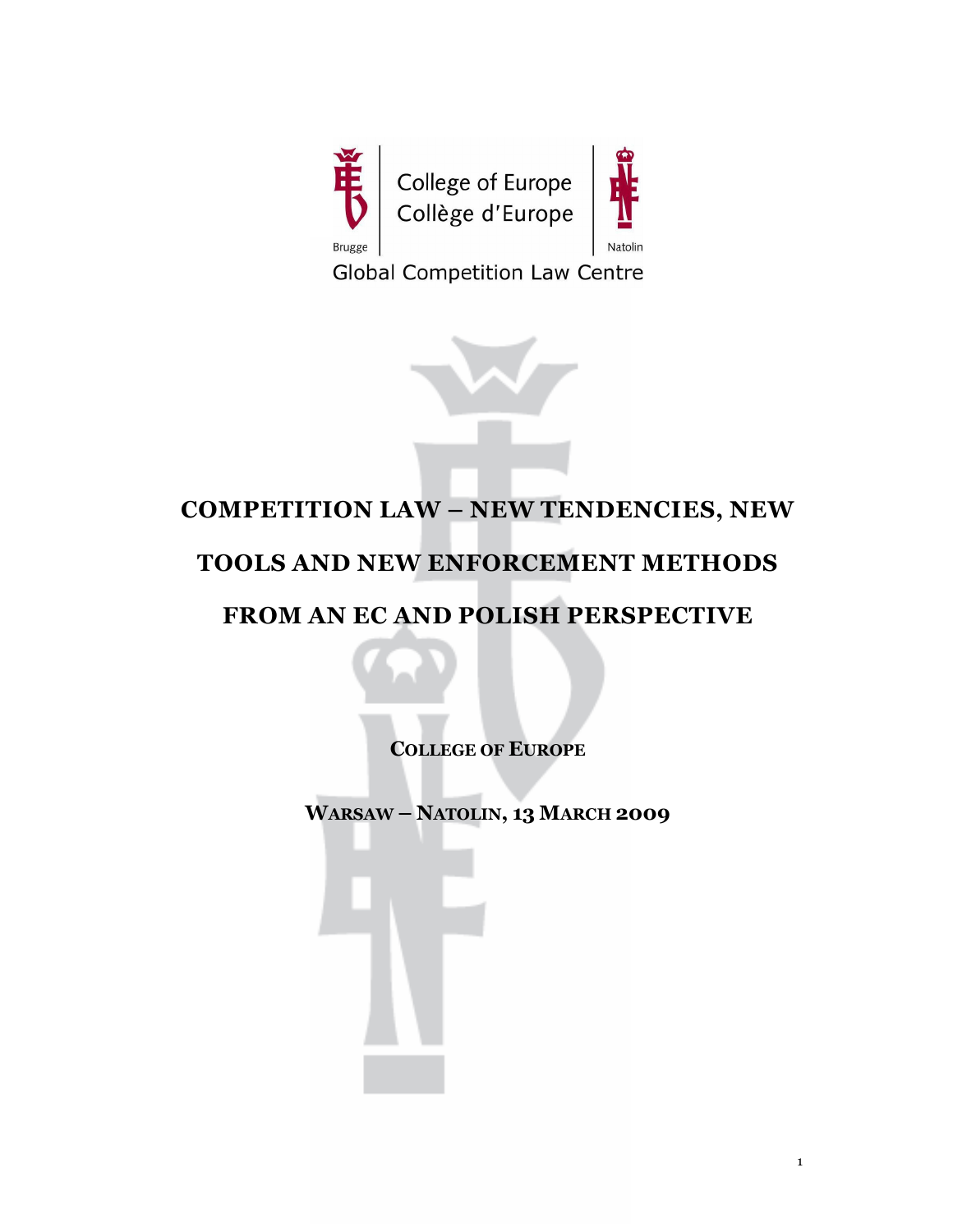College of Europe
Collège d'Europe

Brugge

Natolin

Global Competition Law Centre

# COMPETITION LAW – NEW TENDENCIES, NEW TOOLS AND NEW ENFORCEMENT METHODS FROM AN EC AND POLISH PERSPECTIVE

**COLLEGE OF EUROPE**

**WARSAW – NATOLIN, 13 MARCH 2009**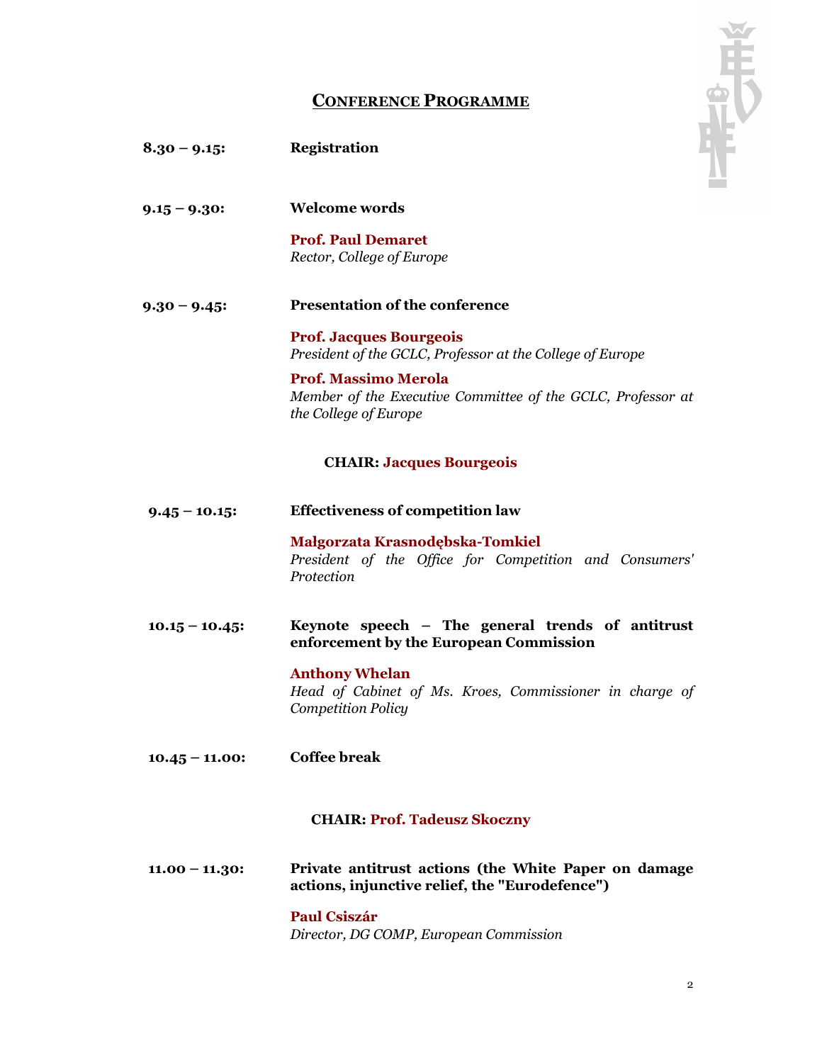## CONFERENCE PROGRAMME

**8.30 – 9.15:** **Registration**

**9.15 – 9.30:** **Welcome words**

**Prof. Paul Demaret**
*Rector, College of Europe*

**9.30 – 9.45:** **Presentation of the conference**

**Prof. Jacques Bourgeois**
*President of the GCLC, Professor at the College of Europe*

**Prof. Massimo Merola**
*Member of the Executive Committee of the GCLC, Professor at the College of Europe*

**CHAIR: Jacques Bourgeois**

**9.45 – 10.15:** **Effectiveness of competition law**

**Małgorzata Krasnodębska-Tomkiel**
*President of the Office for Competition and Consumers' Protection*

**10.15 – 10.45:** **Keynote speech – The general trends of antitrust enforcement by the European Commission**

**Anthony Whelan**
*Head of Cabinet of Ms. Kroes, Commissioner in charge of Competition Policy*

**10.45 – 11.00:** **Coffee break**

**CHAIR: Prof. Tadeusz Skoczny**

**11.00 – 11.30:** **Private antitrust actions (the White Paper on damage actions, injunctive relief, the "Eurodefence")**

**Paul Csiszár**
*Director, DG COMP, European Commission*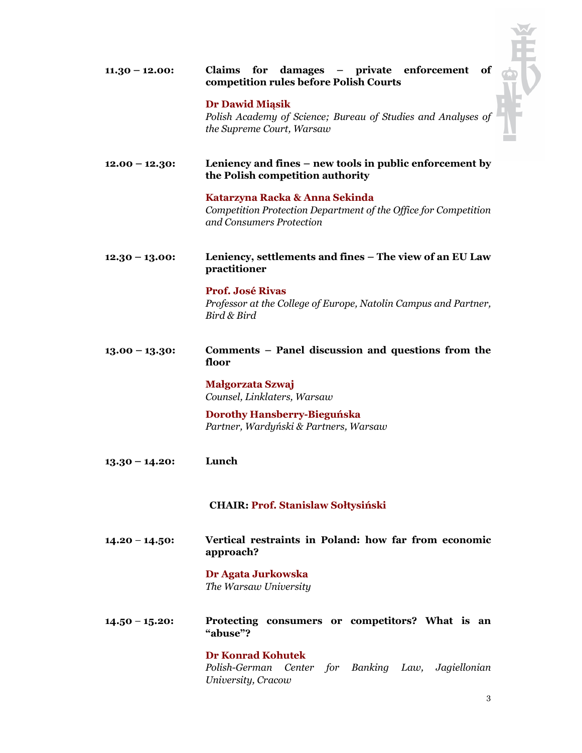**11.30 – 12.00:** **Claims for damages – private enforcement of competition rules before Polish Courts**

**Dr Dawid Miąsik**
*Polish Academy of Science; Bureau of Studies and Analyses of the Supreme Court, Warsaw*

**12.00 – 12.30:** **Leniency and fines – new tools in public enforcement by the Polish competition authority**

**Katarzyna Racka & Anna Sekinda**
*Competition Protection Department of the Office for Competition and Consumers Protection*

**12.30 – 13.00:** **Leniency, settlements and fines – The view of an EU Law practitioner**

**Prof. José Rivas**
*Professor at the College of Europe, Natolin Campus and Partner, Bird & Bird*

**13.00 – 13.30:** **Comments – Panel discussion and questions from the floor**

**Małgorzata Szwaj**
*Counsel, Linklaters, Warsaw*

**Dorothy Hansberry-Bieguńska**
*Partner, Wardyński & Partners, Warsaw*

**13.30 – 14.20:** **Lunch**

**CHAIR: Prof. Stanislaw Sołtysiński**

**14.20 – 14.50:** **Vertical restraints in Poland: how far from economic approach?**

**Dr Agata Jurkowska**
*The Warsaw University*

**14.50 – 15.20:** **Protecting consumers or competitors? What is an "abuse"?**

**Dr Konrad Kohutek**
*Polish-German Center for Banking Law, Jagiellonian University, Cracow*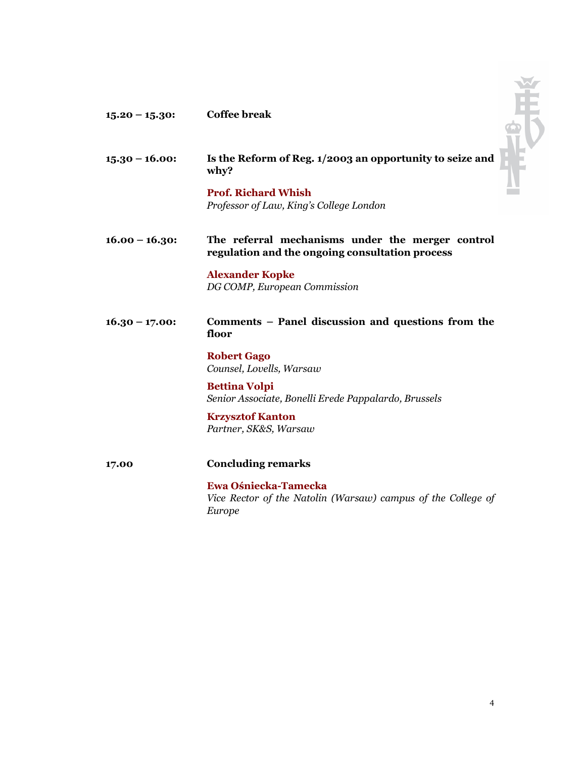**15.20 – 15.30:** **Coffee break**

**15.30 – 16.00:** **Is the Reform of Reg. 1/2003 an opportunity to seize and why?**

**Prof. Richard Whish**
*Professor of Law, King's College London*

**16.00 – 16.30:** **The referral mechanisms under the merger control regulation and the ongoing consultation process**

**Alexander Kopke**
*DG COMP, European Commission*

**16.30 – 17.00:** **Comments – Panel discussion and questions from the floor**

**Robert Gago**
*Counsel, Lovells, Warsaw*

**Bettina Volpi**
*Senior Associate, Bonelli Erede Pappalardo, Brussels*

**Krzysztof Kanton**
*Partner, SK&S, Warsaw*

**17.00** **Concluding remarks**

**Ewa Ośniecka-Tamecka**
*Vice Rector of the Natolin (Warsaw) campus of the College of Europe*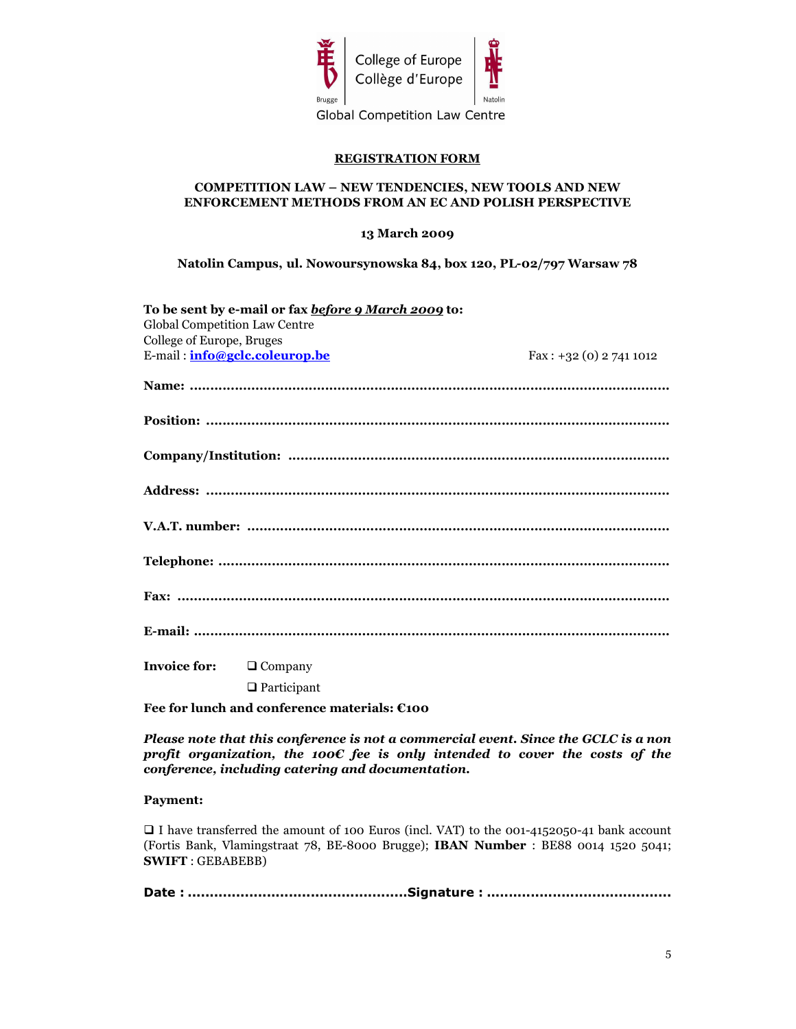College of Europe
Collège d'Europe

Brugge | Natolin

Global Competition Law Centre

**REGISTRATION FORM**

**COMPETITION LAW – NEW TENDENCIES, NEW TOOLS AND NEW ENFORCEMENT METHODS FROM AN EC AND POLISH PERSPECTIVE**

**13 March 2009**

**Natolin Campus, ul. Nowoursynowska 84, box 120, PL-02/797 Warsaw 78**

**To be sent by e-mail or fax *before 9 March 2009* to:**
Global Competition Law Centre
College of Europe, Bruges
E-mail : **info@gclc.coleurop.be** Fax : +32 (0) 2 741 1012

**Name:** ..................................................................................................................

**Position:** ..............................................................................................................

**Company/Institution:** ..........................................................................................

**Address:** ..............................................................................................................

**V.A.T. number:** ....................................................................................................

**Telephone:** ..........................................................................................................

**Fax:** .....................................................................................................................

**E-mail:** .................................................................................................................

**Invoice for:** ❑ Company

❑ Participant

**Fee for lunch and conference materials: €100**

***Please note that this conference is not a commercial event. Since the GCLC is a non profit organization, the 100€ fee is only intended to cover the costs of the conference, including catering and documentation.***

**Payment:**

❑ I have transferred the amount of 100 Euros (incl. VAT) to the 001-4152050-41 bank account (Fortis Bank, Vlamingstraat 78, BE-8000 Brugge); **IBAN Number** : BE88 0014 1520 5041; **SWIFT** : GEBABEBB)

**Date :** ...............................................**Signature :** ........................................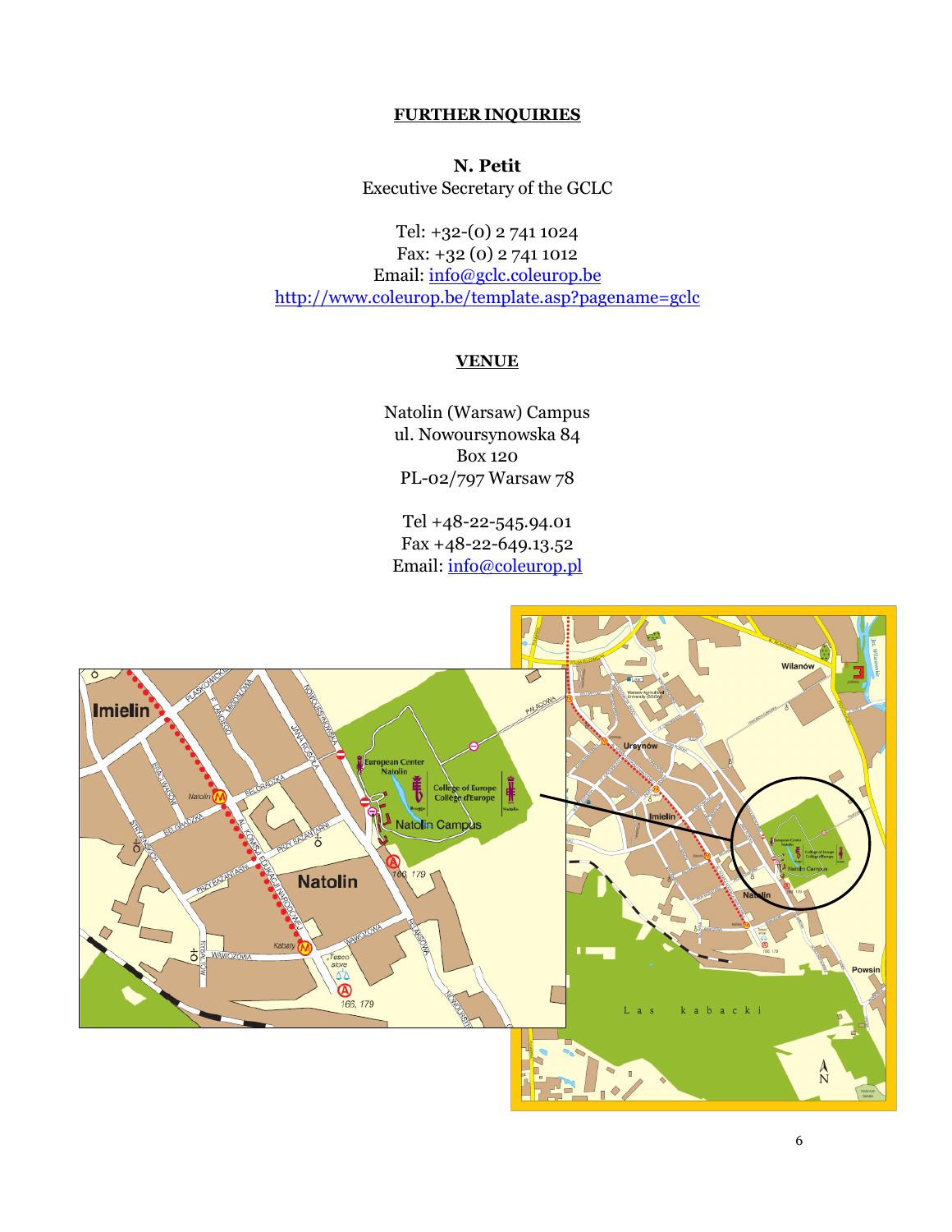## FURTHER INQUIRIES

**N. Petit**
Executive Secretary of the GCLC

Tel: +32-(0) 2 741 1024
Fax: +32 (0) 2 741 1012
Email: info@gclc.coleurop.be
http://www.coleurop.be/template.asp?pagename=gclc

## VENUE

Natolin (Warsaw) Campus
ul. Nowoursynowska 84
Box 120
PL-02/797 Warsaw 78

Tel +48-22-545.94.01
Fax +48-22-649.13.52
Email: info@coleurop.pl